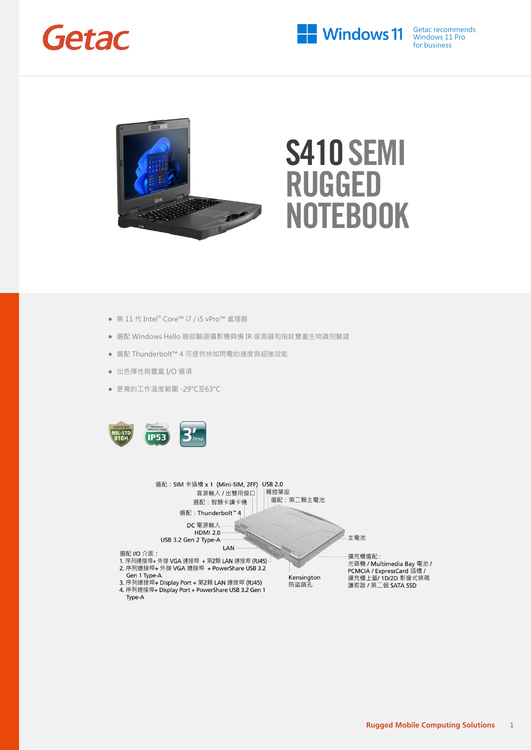Getac

Windows 11 — Getac recommends Windows 11 Pro for business

# S410 SEMI RUGGED NOTEBOOK

- 第 11 代 Intel® Core™ i7 / i5 vPro™ 處理器
- 選配 Windows Hello 臉部驗證攝影機具備 IR 感測器和指紋雙重生物識別驗證
- 選配 Thunderbolt™ 4 可提供快如閃電的速度與超強效能
- 出色彈性與豐富 I/O 選項
- 更寬的工作溫度範圍 -29°C至63°C

CERTIFIED MIL-STD 810H | INGRESS PROTECTION IP53 | 3' Drop

選配：SIM 卡插槽 x 1 (Mini-SIM, 2FF)

USB 2.0

音源輸入 / 出雙用接口

觸控筆座

選配：智慧卡讀卡機

選配：第二顆主電池

選配：Thunderbolt™ 4

DC 電源輸入

HDMI 2.0

USB 3.2 Gen 2 Type-A

主電池

LAN

選配 I/O 介面：
1. 序列連接埠+ 外接 VGA 連接埠 + 第2顆 LAN 連接埠 (RJ45)
2. 序列連接埠+ 外接 VGA 連接埠 + PowerShare USB 3.2 Gen 1 Type-A
3. 序列連接埠+ Display Port + 第2顆 LAN 連接埠 (RJ45)
4. 序列連接埠+ Display Port + PowerShare USB 3.2 Gen 1 Type-A

Kensington 防盜鎖孔

擴充槽選配：
光碟機 / Multimedia Bay 電池 / PCMCIA / ExpressCard 插槽 / 擴充槽上蓋/ 1D/2D 影像式條碼讀取器 / 第二個 SATA SSD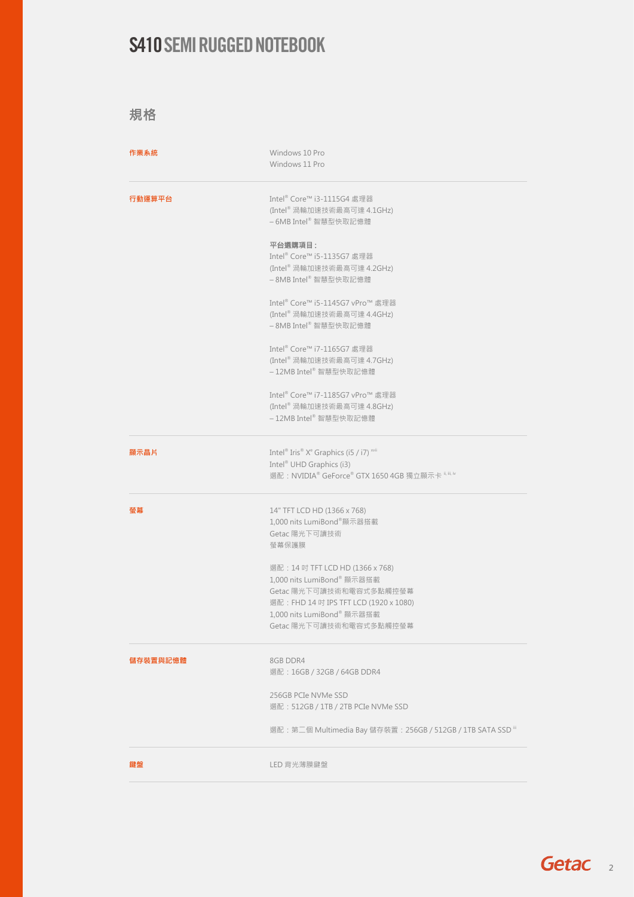# S410 SEMI RUGGED NOTEBOOK

## 規格

| | |
|---|---|
| **作業系統** | Windows 10 Pro<br>Windows 11 Pro |
| **行動運算平台** | Intel® Core™ i3-1115G4 處理器<br>(Intel® 渦輪加速技術最高可達 4.1GHz)<br>– 6MB Intel® 智慧型快取記憶體<br><br>**平台選購項目：**<br>Intel® Core™ i5-1135G7 處理器<br>(Intel® 渦輪加速技術最高可達 4.2GHz)<br>– 8MB Intel® 智慧型快取記憶體<br><br>Intel® Core™ i5-1145G7 vPro™ 處理器<br>(Intel® 渦輪加速技術最高可達 4.4GHz)<br>– 8MB Intel® 智慧型快取記憶體<br><br>Intel® Core™ i7-1165G7 處理器<br>(Intel® 渦輪加速技術最高可達 4.7GHz)<br>– 12MB Intel® 智慧型快取記憶體<br><br>Intel® Core™ i7-1185G7 vPro™ 處理器<br>(Intel® 渦輪加速技術最高可達 4.8GHz)<br>– 12MB Intel® 智慧型快取記憶體 |
| **顯示晶片** | Intel® Iris® Xᵉ Graphics (i5 / i7) [xvii]<br>Intel® UHD Graphics (i3)<br>選配：NVIDIA® GeForce® GTX 1650 4GB 獨立顯示卡 [ii, iii, iv] |
| **螢幕** | 14" TFT LCD HD (1366 x 768)<br>1,000 nits LumiBond®顯示器搭載<br>Getac 陽光下可讀技術<br>螢幕保護膜<br><br>選配：14 吋 TFT LCD HD (1366 x 768)<br>1,000 nits LumiBond® 顯示器搭載<br>Getac 陽光下可讀技術和電容式多點觸控螢幕<br>選配：FHD 14 吋 IPS TFT LCD (1920 x 1080)<br>1,000 nits LumiBond® 顯示器搭載<br>Getac 陽光下可讀技術和電容式多點觸控螢幕 |
| **儲存裝置與記憶體** | 8GB DDR4<br>選配：16GB / 32GB / 64GB DDR4<br><br>256GB PCIe NVMe SSD<br>選配：512GB / 1TB / 2TB PCIe NVMe SSD<br><br>選配：第二個 Multimedia Bay 儲存裝置：256GB / 512GB / 1TB SATA SSD [iii] |
| **鍵盤** | LED 背光薄膜鍵盤 |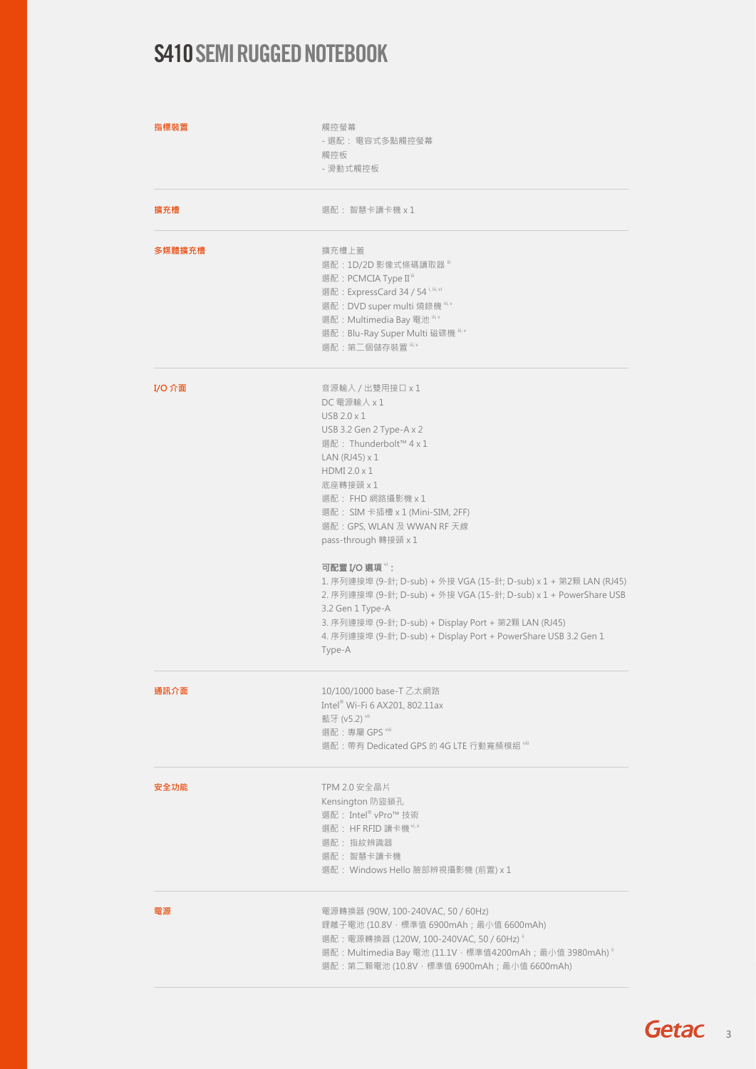# S410 SEMI RUGGED NOTEBOOK

| | |
|---|---|
| **指標裝置** | 觸控螢幕<br>- 選配： 電容式多點觸控螢幕<br>觸控板<br>- 滑動式觸控板 |
| **擴充槽** | 選配： 智慧卡讀卡機 x 1 |
| **多媒體擴充槽** | 擴充槽上蓋<br>選配：1D/2D 影像式條碼讀取器 [iii]<br>選配：PCMCIA Type II [iii]<br>選配：ExpressCard 34 / 54 [i, iii, vi]<br>選配：DVD super multi 燒錄機 [iii, v]<br>選配：Multimedia Bay 電池 [iii, v]<br>選配：Blu-Ray Super Multi 磁碟機 [iii, v]<br>選配：第二個儲存裝置 [iii, v] |
| **I/O 介面** | 音源輸入 / 出雙用接口 x 1<br>DC 電源輸入 x 1<br>USB 2.0 x 1<br>USB 3.2 Gen 2 Type-A x 2<br>選配： Thunderbolt™ 4 x 1<br>LAN (RJ45) x 1<br>HDMI 2.0 x 1<br>底座轉接頭 x 1<br>選配： FHD 網路攝影機 x 1<br>選配： SIM 卡插槽 x 1 (Mini-SIM, 2FF)<br>選配：GPS, WLAN 及 WWAN RF 天線<br>pass-through 轉接頭 x 1<br><br>**可配置 I/O 選項** [vi]**：**<br>1. 序列連接埠 (9-針; D-sub) + 外接 VGA (15-針; D-sub) x 1 + 第2顆 LAN (RJ45)<br>2. 序列連接埠 (9-針; D-sub) + 外接 VGA (15-針; D-sub) x 1 + PowerShare USB 3.2 Gen 1 Type-A<br>3. 序列連接埠 (9-針; D-sub) + Display Port + 第2顆 LAN (RJ45)<br>4. 序列連接埠 (9-針; D-sub) + Display Port + PowerShare USB 3.2 Gen 1 Type-A |
| **通訊介面** | 10/100/1000 base-T 乙太網路<br>Intel® Wi-Fi 6 AX201, 802.11ax<br>藍牙 (v5.2) [vii]<br>選配：專屬 GPS [viii]<br>選配：帶有 Dedicated GPS 的 4G LTE 行動寬頻模組 [viii] |
| **安全功能** | TPM 2.0 安全晶片<br>Kensington 防盜鎖孔<br>選配： Intel® vPro™ 技術<br>選配： HF RFID 讀卡機 [vi, x]<br>選配： 指紋辨識器<br>選配： 智慧卡讀卡機<br>選配： Windows Hello 臉部辨視攝影機 (前置) x 1 |
| **電源** | 電源轉換器 (90W, 100-240VAC, 50 / 60Hz)<br>鋰離子電池 (10.8V，標準值 6900mAh；最小值 6600mAh)<br>選配：電源轉換器 (120W, 100-240VAC, 50 / 60Hz) [ii]<br>選配：Multimedia Bay 電池 (11.1V，標準值4200mAh；最小值 3980mAh) [ii]<br>選配：第二顆電池 (10.8V，標準值 6900mAh；最小值 6600mAh) |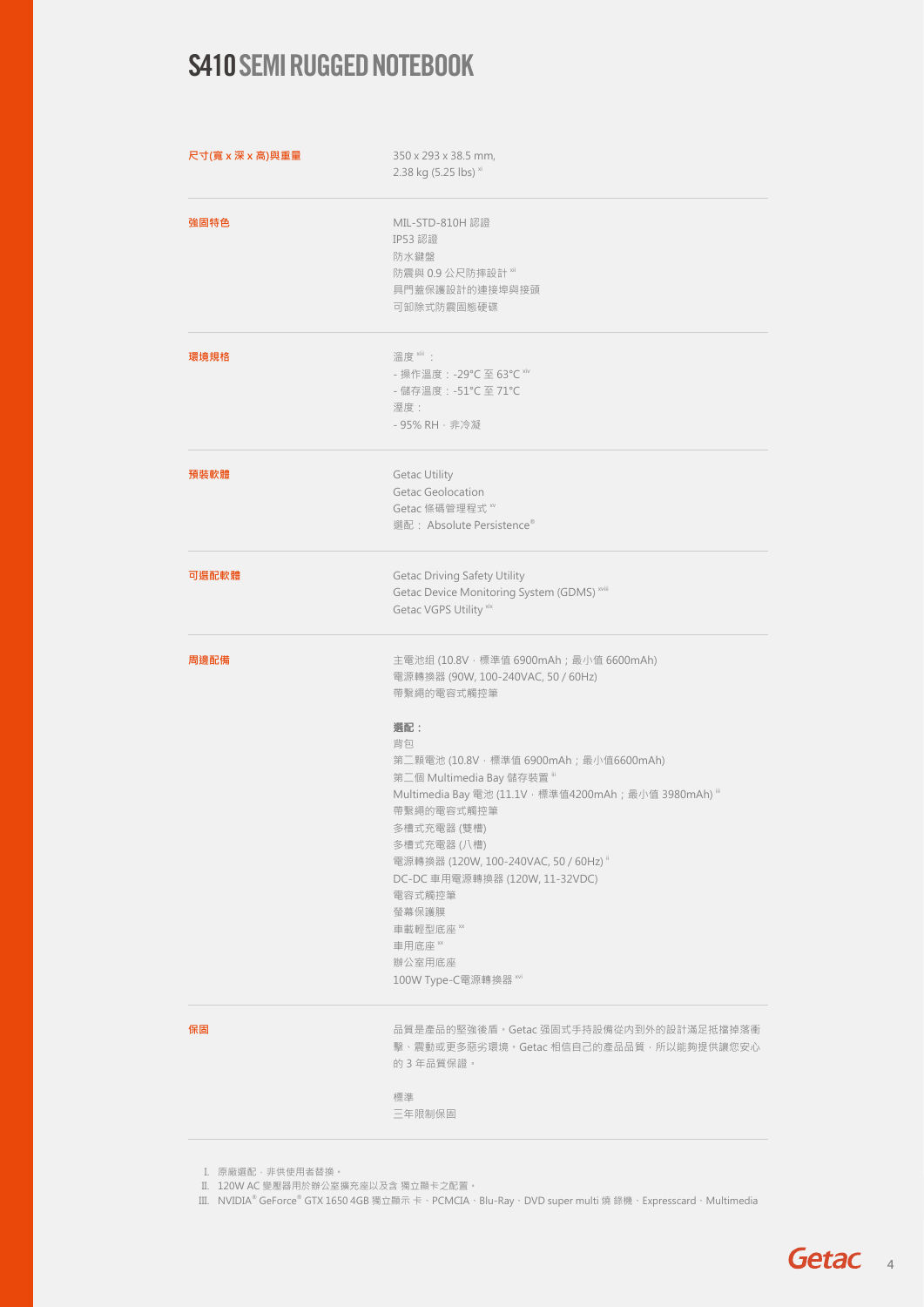# S410 SEMI RUGGED NOTEBOOK

| | |
|---|---|
| **尺寸(寬 x 深 x 高)與重量** | 350 x 293 x 38.5 mm,<br>2.38 kg (5.25 lbs) [xi] |
| **強固特色** | MIL-STD-810H 認證<br>IP53 認證<br>防水鍵盤<br>防震與 0.9 公尺防摔設計 [xii]<br>具門蓋保護設計的連接埠與接頭<br>可卸除式防震固態硬碟 |
| **環境規格** | 溫度 [xiii]：<br>- 操作溫度：-29°C 至 63°C [xiv]<br>- 儲存溫度：-51°C 至 71°C<br>溼度：<br>- 95% RH，非冷凝 |
| **預裝軟體** | Getac Utility<br>Getac Geolocation<br>Getac 條碼管理程式 [xv]<br>選配： Absolute Persistence® |
| **可選配軟體** | Getac Driving Safety Utility<br>Getac Device Monitoring System (GDMS) [xviii]<br>Getac VGPS Utility [xix] |
| **周邊配備** | 主電池組 (10.8V，標準值 6900mAh；最小值 6600mAh)<br>電源轉換器 (90W, 100-240VAC, 50 / 60Hz)<br>帶繫繩的電容式觸控筆<br><br>**選配：**<br>背包<br>第二顆電池 (10.8V，標準值 6900mAh；最小值6600mAh)<br>第二個 Multimedia Bay 儲存裝置 [iii]<br>Multimedia Bay 電池 (11.1V，標準值4200mAh；最小值 3980mAh) [iii]<br>帶繫繩的電容式觸控筆<br>多槽式充電器 (雙槽)<br>多槽式充電器 (八槽)<br>電源轉換器 (120W, 100-240VAC, 50 / 60Hz) [ii]<br>DC-DC 車用電源轉換器 (120W, 11-32VDC)<br>電容式觸控筆<br>螢幕保護膜<br>車載輕型底座 [xx]<br>車用底座 [xx]<br>辦公室用底座<br>100W Type-C電源轉換器 [xvi] |
| **保固** | 品質是產品的堅強後盾，Getac 強固式手持設備從內到外的設計滿足抵擋掉落衝擊、震動或更多惡劣環境。Getac 相信自己的產品品質，所以能夠提供讓您安心的 3 年品質保證。<br><br>標準<br>三年限制保固 |

I. 原廠選配，非供使用者替換。
II. 120W AC 變壓器用於辦公室擴充座以及含 獨立顯卡之配置。
III. NVIDIA® GeForce® GTX 1650 4GB 獨立顯示 卡、PCMCIA、Blu-Ray、DVD super multi 燒 錄機、Expresscard、Multimedia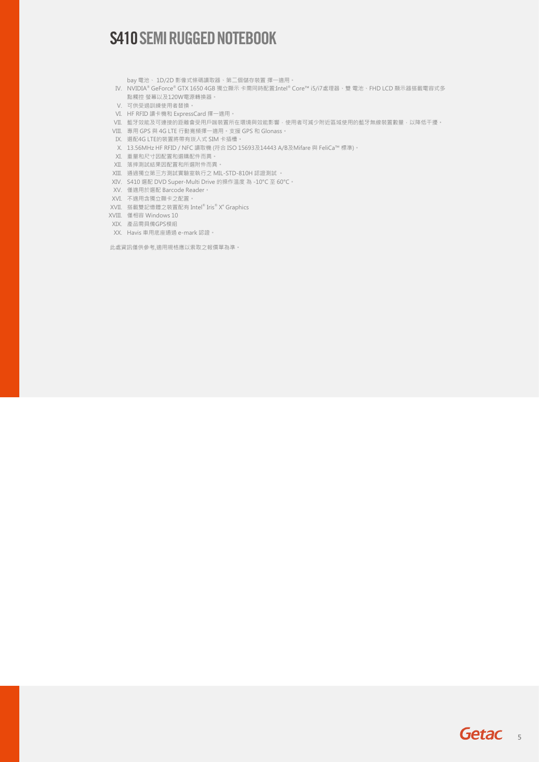# S410 SEMI RUGGED NOTEBOOK

bay 電池、 1D/2D 影像式條碼讀取器、第二個儲存裝置 擇一適用。

IV. NVIDIA® GeForce® GTX 1650 4GB 獨立顯示 卡需同時配置:Intel® Core™ i5/i7處理器、雙 電池、FHD LCD 顯示器搭載電容式多點觸控 螢幕以及120W電源轉換器。

V. 可供受過訓練使用者替換。

VI. HF RFID 讀卡機和 ExpressCard 擇一適用。

VII. 藍牙效能及可連接的距離會受用戶端裝置所在環境與效能影響，使用者可減少附近區域使用的藍牙無線裝置數量，以降低干擾。

VIII. 專用 GPS 與 4G LTE 行動寬頻擇一適用。支援 GPS 和 Glonass。

IX. 選配4G LTE的裝置將帶有崁入式 SIM 卡插槽。

X. 13.56MHz HF RFID / NFC 讀取機 (符合 ISO 15693及14443 A/B及Mifare 與 FeliCa™ 標準)。

XI. 重量和尺寸因配置和選購配件而異。

XII. 落摔測試結果因配置和所選附件而異。

XIII. 通過獨立第三方測試實驗室執行之 MIL-STD-810H 認證測試 。

XIV. S410 選配 DVD Super-Multi Drive 的操作溫度 為 -10°C 至 60°C。

XV. 僅適用於選配 Barcode Reader。

XVI. 不適用含獨立顯卡之配置。

XVII. 搭載雙記憶體之裝置配有 Intel® Iris® Xe Graphics

XVIII. 僅相容 Windows 10

XIX. 產品需具備GPS模組

XX. Havis 車用底座通過 e-mark 認證。

此處資訊僅供參考,適用規格應以索取之報價單為準。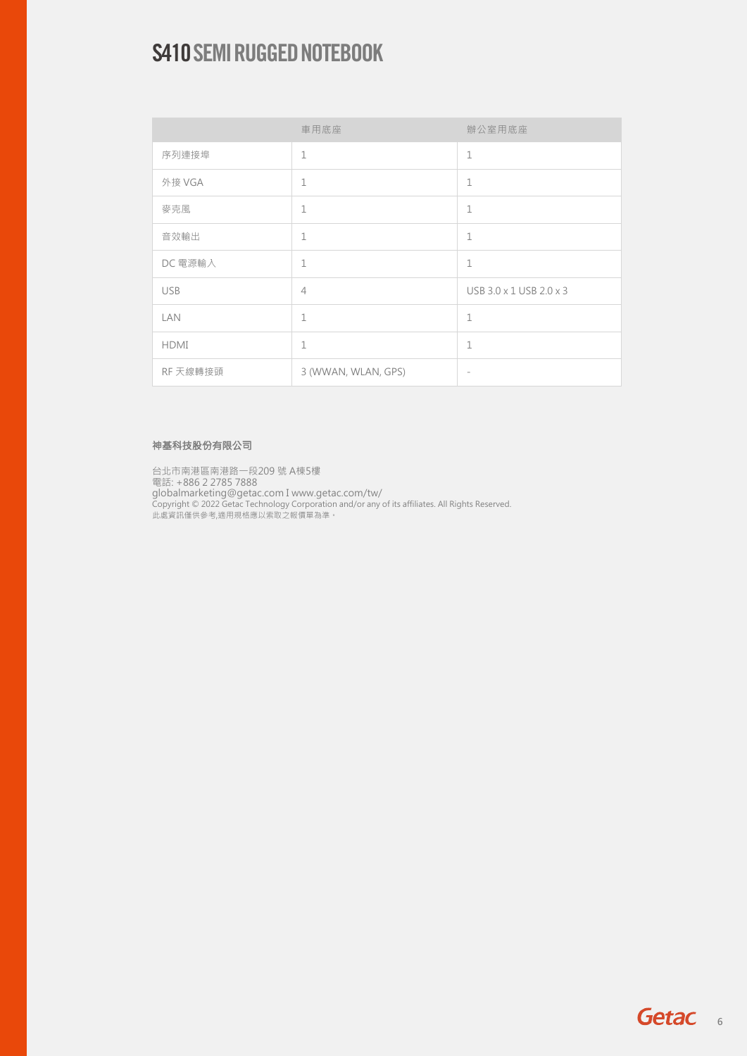# S410 SEMI RUGGED NOTEBOOK

| | 車用底座 | 辦公室用底座 |
|---|---|---|
| 序列連接埠 | 1 | 1 |
| 外接 VGA | 1 | 1 |
| 麥克風 | 1 | 1 |
| 音效輸出 | 1 | 1 |
| DC 電源輸入 | 1 | 1 |
| USB | 4 | USB 3.0 x 1 USB 2.0 x 3 |
| LAN | 1 | 1 |
| HDMI | 1 | 1 |
| RF 天線轉接頭 | 3 (WWAN, WLAN, GPS) | - |

**神基科技股份有限公司**

台北市南港區南港路一段209 號 A棟5樓
電話: +886 2 2785 7888
globalmarketing@getac.com I www.getac.com/tw/
Copyright © 2022 Getac Technology Corporation and/or any of its affiliates. All Rights Reserved.
此處資訊僅供參考,適用規格應以索取之報價單為準。